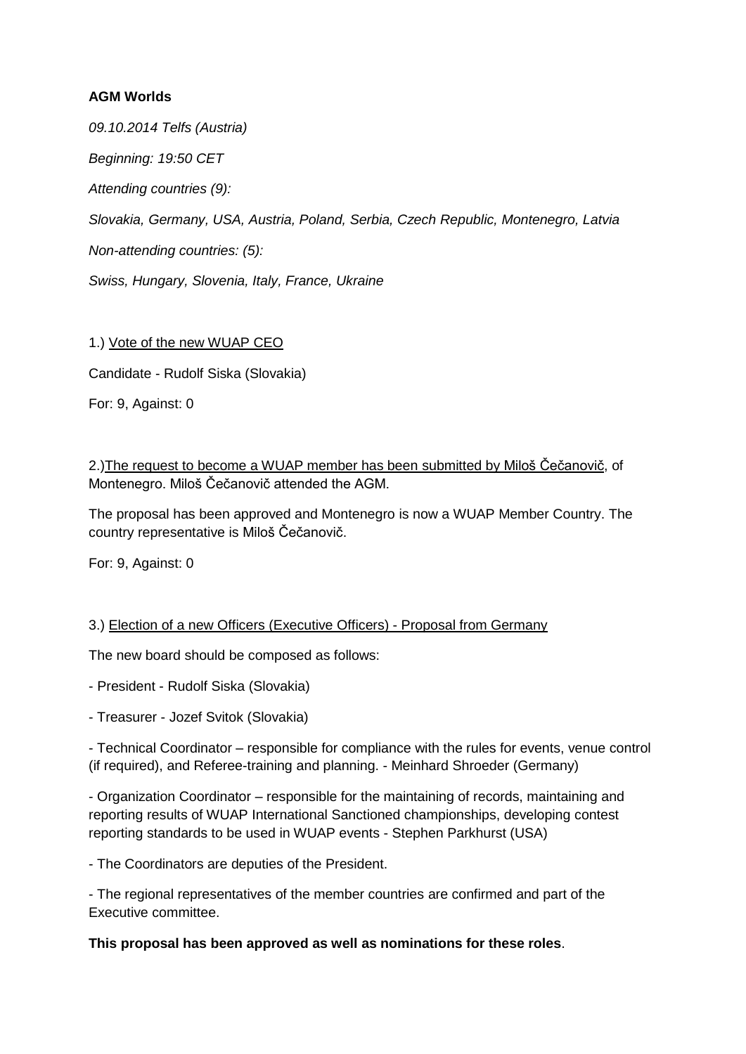**AGM Worlds**

*09.10.2014 Telfs (Austria)*

*Beginning: 19:50 CET*

*Attending countries (9):*

*Slovakia, Germany, USA, Austria, Poland, Serbia, Czech Republic, Montenegro, Latvia*

*Non-attending countries: (5):*

*Swiss, Hungary, Slovenia, Italy, France, Ukraine*

1.) <u>Vote of the new WUAP CEO</u>

Candidate - Rudolf Siska (Slovakia)

For: 9, Against: 0

2.)<u>The request to become a WUAP member has been submitted by Miloš Čečanovič</u>, of Montenegro. Miloš Čečanovič attended the AGM.

The proposal has been approved and Montenegro is now a WUAP Member Country. The country representative is Miloš Čečanovič.

For: 9, Against: 0

3.) <u>Election of a new Officers (Executive Officers) - Proposal from Germany</u>

The new board should be composed as follows:

- President - Rudolf Siska (Slovakia)
- Treasurer - Jozef Svitok (Slovakia)
- Technical Coordinator – responsible for compliance with the rules for events, venue control (if required), and Referee-training and planning. - Meinhard Shroeder (Germany)
- Organization Coordinator – responsible for the maintaining of records, maintaining and reporting results of WUAP International Sanctioned championships, developing contest reporting standards to be used in WUAP events - Stephen Parkhurst (USA)
- The Coordinators are deputies of the President.
- The regional representatives of the member countries are confirmed and part of the Executive committee.

**This proposal has been approved as well as nominations for these roles**.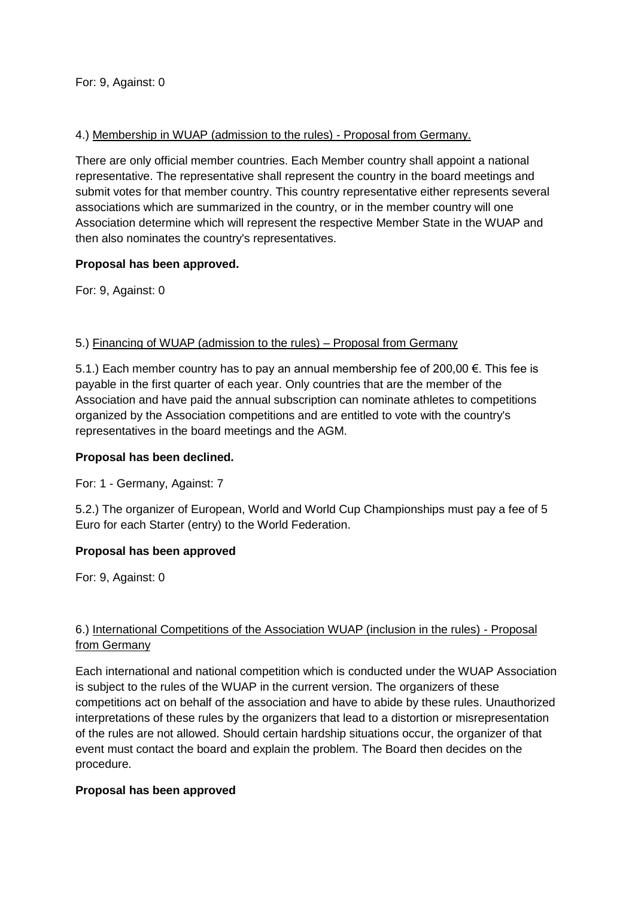For: 9, Against: 0

4.) Membership in WUAP (admission to the rules) - Proposal from Germany.

There are only official member countries. Each Member country shall appoint a national representative. The representative shall represent the country in the board meetings and submit votes for that member country. This country representative either represents several associations which are summarized in the country, or in the member country will one Association determine which will represent the respective Member State in the WUAP and then also nominates the country's representatives.

**Proposal has been approved.**

For: 9, Against: 0

5.) Financing of WUAP (admission to the rules) – Proposal from Germany

5.1.) Each member country has to pay an annual membership fee of 200,00 €. This fee is payable in the first quarter of each year. Only countries that are the member of the Association and have paid the annual subscription can nominate athletes to competitions organized by the Association competitions and are entitled to vote with the country's representatives in the board meetings and the AGM.

**Proposal has been declined.**

For: 1 - Germany, Against: 7

5.2.) The organizer of European, World and World Cup Championships must pay a fee of 5 Euro for each Starter (entry) to the World Federation.

**Proposal has been approved**

For: 9, Against: 0

6.) International Competitions of the Association WUAP (inclusion in the rules) - Proposal from Germany

Each international and national competition which is conducted under the WUAP Association is subject to the rules of the WUAP in the current version. The organizers of these competitions act on behalf of the association and have to abide by these rules. Unauthorized interpretations of these rules by the organizers that lead to a distortion or misrepresentation of the rules are not allowed. Should certain hardship situations occur, the organizer of that event must contact the board and explain the problem. The Board then decides on the procedure.

**Proposal has been approved**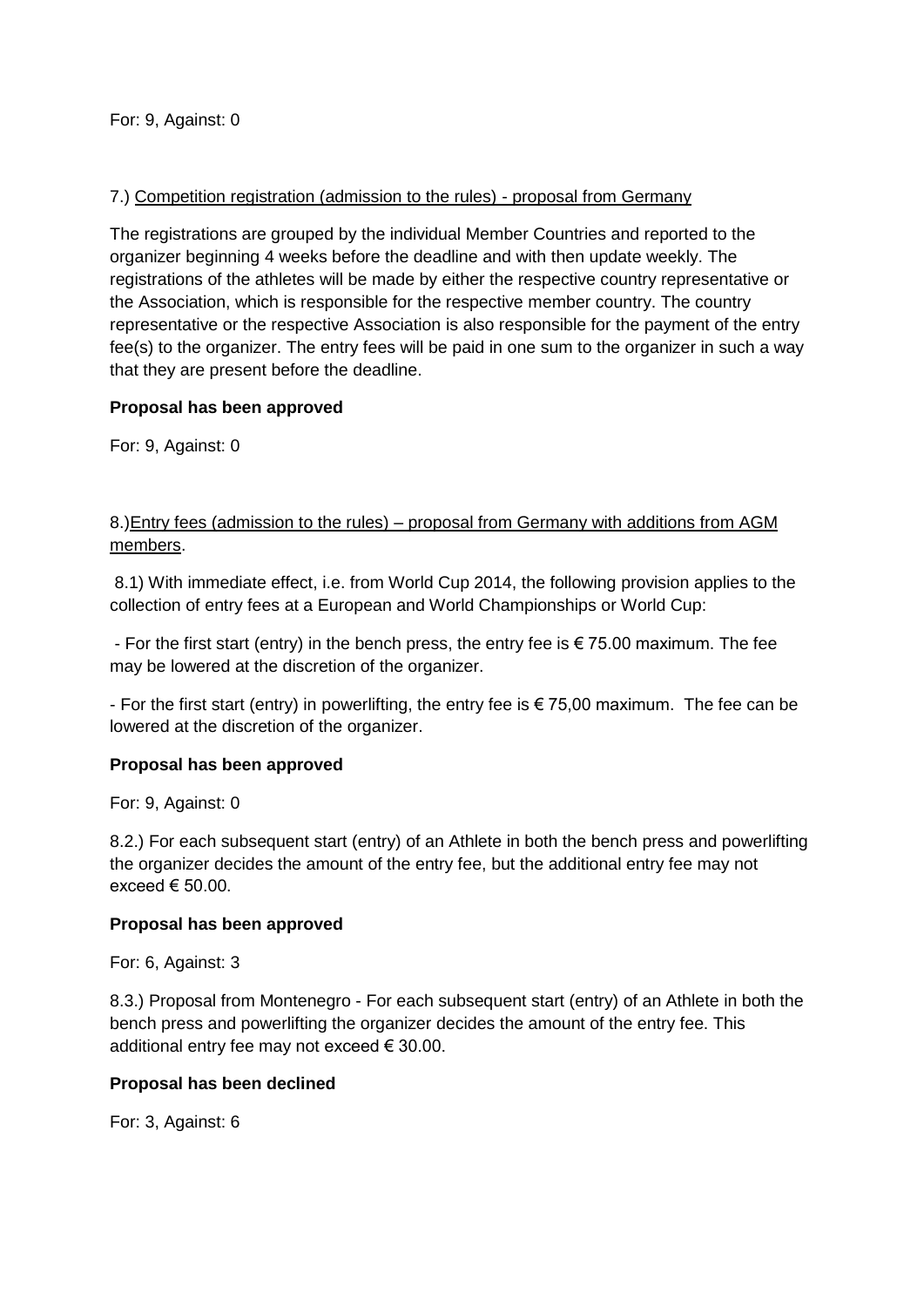For: 9, Against: 0

7.) Competition registration (admission to the rules) - proposal from Germany

The registrations are grouped by the individual Member Countries and reported to the organizer beginning 4 weeks before the deadline and with then update weekly. The registrations of the athletes will be made by either the respective country representative or the Association, which is responsible for the respective member country. The country representative or the respective Association is also responsible for the payment of the entry fee(s) to the organizer. The entry fees will be paid in one sum to the organizer in such a way that they are present before the deadline.

**Proposal has been approved**

For: 9, Against: 0

8.)Entry fees (admission to the rules) – proposal from Germany with additions from AGM members.

8.1) With immediate effect, i.e. from World Cup 2014, the following provision applies to the collection of entry fees at a European and World Championships or World Cup:

- For the first start (entry) in the bench press, the entry fee is € 75.00 maximum. The fee may be lowered at the discretion of the organizer.

- For the first start (entry) in powerlifting, the entry fee is € 75,00 maximum. The fee can be lowered at the discretion of the organizer.

**Proposal has been approved**

For: 9, Against: 0

8.2.) For each subsequent start (entry) of an Athlete in both the bench press and powerlifting the organizer decides the amount of the entry fee, but the additional entry fee may not exceed € 50.00.

**Proposal has been approved**

For: 6, Against: 3

8.3.) Proposal from Montenegro - For each subsequent start (entry) of an Athlete in both the bench press and powerlifting the organizer decides the amount of the entry fee. This additional entry fee may not exceed € 30.00.

**Proposal has been declined**

For: 3, Against: 6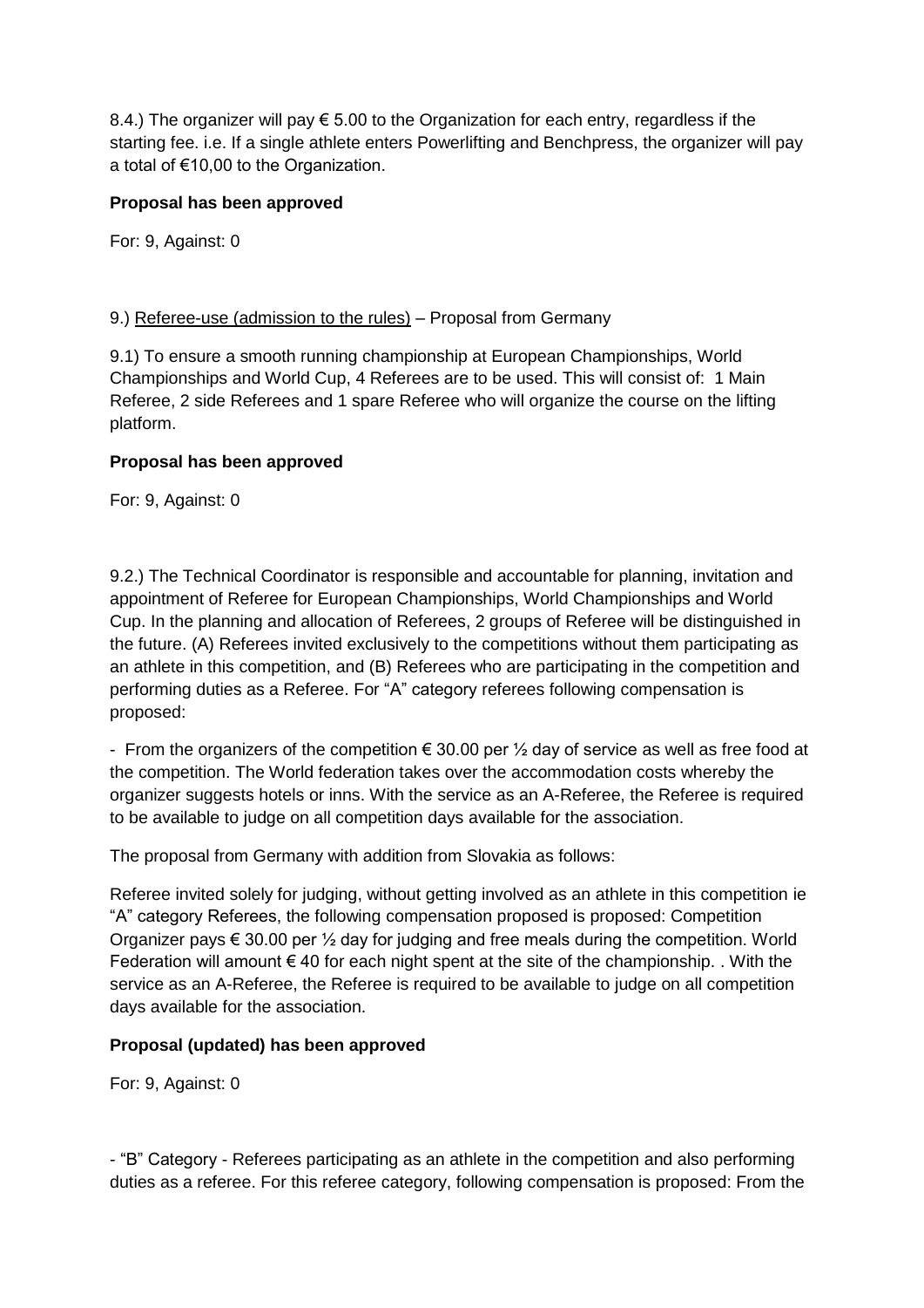8.4.) The organizer will pay € 5.00 to the Organization for each entry, regardless if the starting fee. i.e. If a single athlete enters Powerlifting and Benchpress, the organizer will pay a total of €10,00 to the Organization.

**Proposal has been approved**

For: 9, Against: 0

9.) Referee-use (admission to the rules) – Proposal from Germany

9.1) To ensure a smooth running championship at European Championships, World Championships and World Cup, 4 Referees are to be used. This will consist of: 1 Main Referee, 2 side Referees and 1 spare Referee who will organize the course on the lifting platform.

**Proposal has been approved**

For: 9, Against: 0

9.2.) The Technical Coordinator is responsible and accountable for planning, invitation and appointment of Referee for European Championships, World Championships and World Cup. In the planning and allocation of Referees, 2 groups of Referee will be distinguished in the future. (A) Referees invited exclusively to the competitions without them participating as an athlete in this competition, and (B) Referees who are participating in the competition and performing duties as a Referee. For "A" category referees following compensation is proposed:

- From the organizers of the competition € 30.00 per ½ day of service as well as free food at the competition. The World federation takes over the accommodation costs whereby the organizer suggests hotels or inns. With the service as an A-Referee, the Referee is required to be available to judge on all competition days available for the association.

The proposal from Germany with addition from Slovakia as follows:

Referee invited solely for judging, without getting involved as an athlete in this competition ie "A" category Referees, the following compensation proposed is proposed: Competition Organizer pays € 30.00 per ½ day for judging and free meals during the competition. World Federation will amount € 40 for each night spent at the site of the championship. . With the service as an A-Referee, the Referee is required to be available to judge on all competition days available for the association.

**Proposal (updated) has been approved**

For: 9, Against: 0

- "B" Category - Referees participating as an athlete in the competition and also performing duties as a referee. For this referee category, following compensation is proposed: From the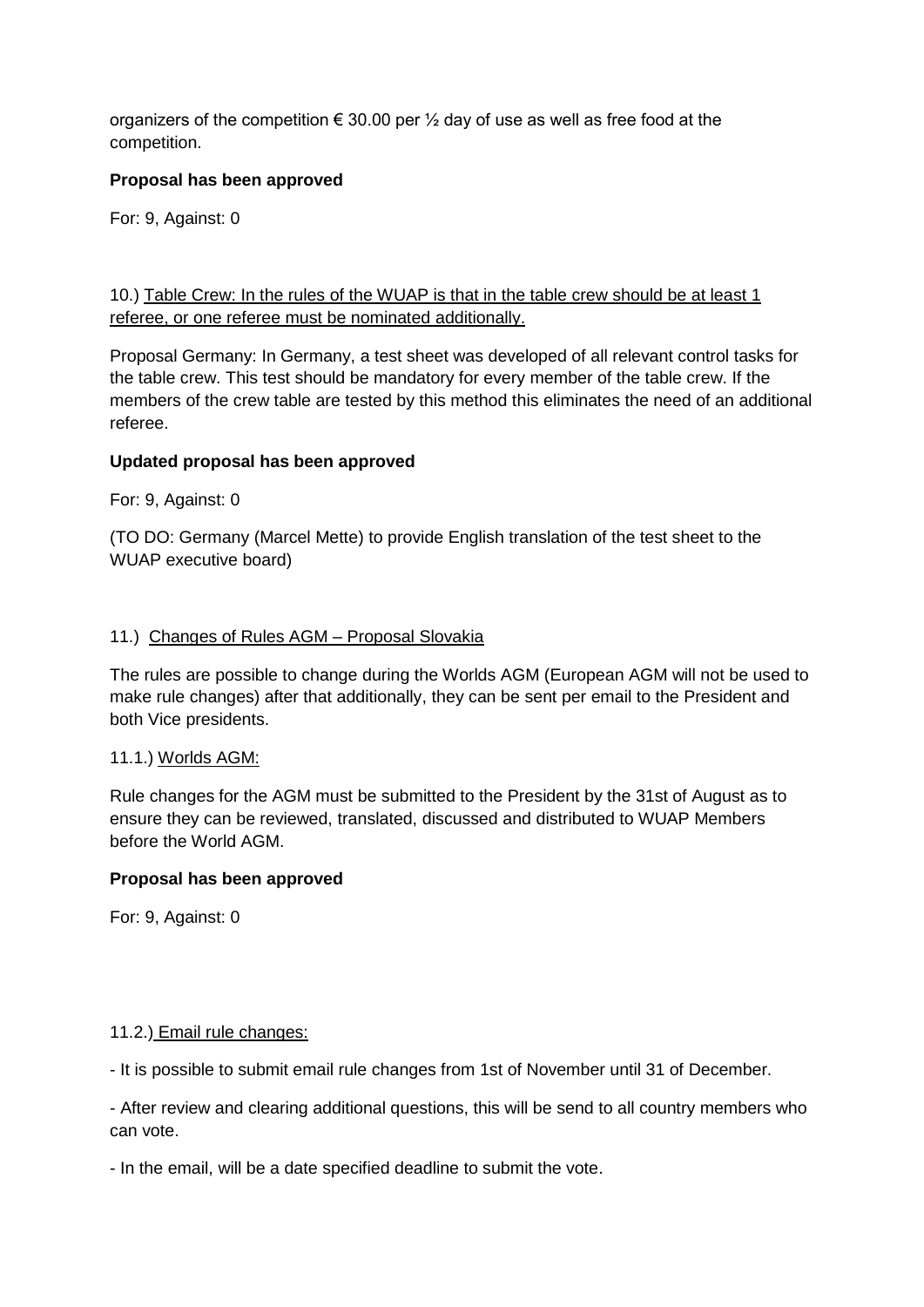organizers of the competition € 30.00 per ½ day of use as well as free food at the competition.

**Proposal has been approved**

For: 9, Against: 0

10.) <u>Table Crew: In the rules of the WUAP is that in the table crew should be at least 1 referee, or one referee must be nominated additionally.</u>

Proposal Germany: In Germany, a test sheet was developed of all relevant control tasks for the table crew. This test should be mandatory for every member of the table crew. If the members of the crew table are tested by this method this eliminates the need of an additional referee.

**Updated proposal has been approved**

For: 9, Against: 0

(TO DO: Germany (Marcel Mette) to provide English translation of the test sheet to the WUAP executive board)

11.) <u>Changes of Rules AGM – Proposal Slovakia</u>

The rules are possible to change during the Worlds AGM (European AGM will not be used to make rule changes) after that additionally, they can be sent per email to the President and both Vice presidents.

11.1.) <u>Worlds AGM:</u>

Rule changes for the AGM must be submitted to the President by the 31st of August as to ensure they can be reviewed, translated, discussed and distributed to WUAP Members before the World AGM.

**Proposal has been approved**

For: 9, Against: 0

11.2.) <u>Email rule changes:</u>

- It is possible to submit email rule changes from 1st of November until 31 of December.
- After review and clearing additional questions, this will be send to all country members who can vote.
- In the email, will be a date specified deadline to submit the vote.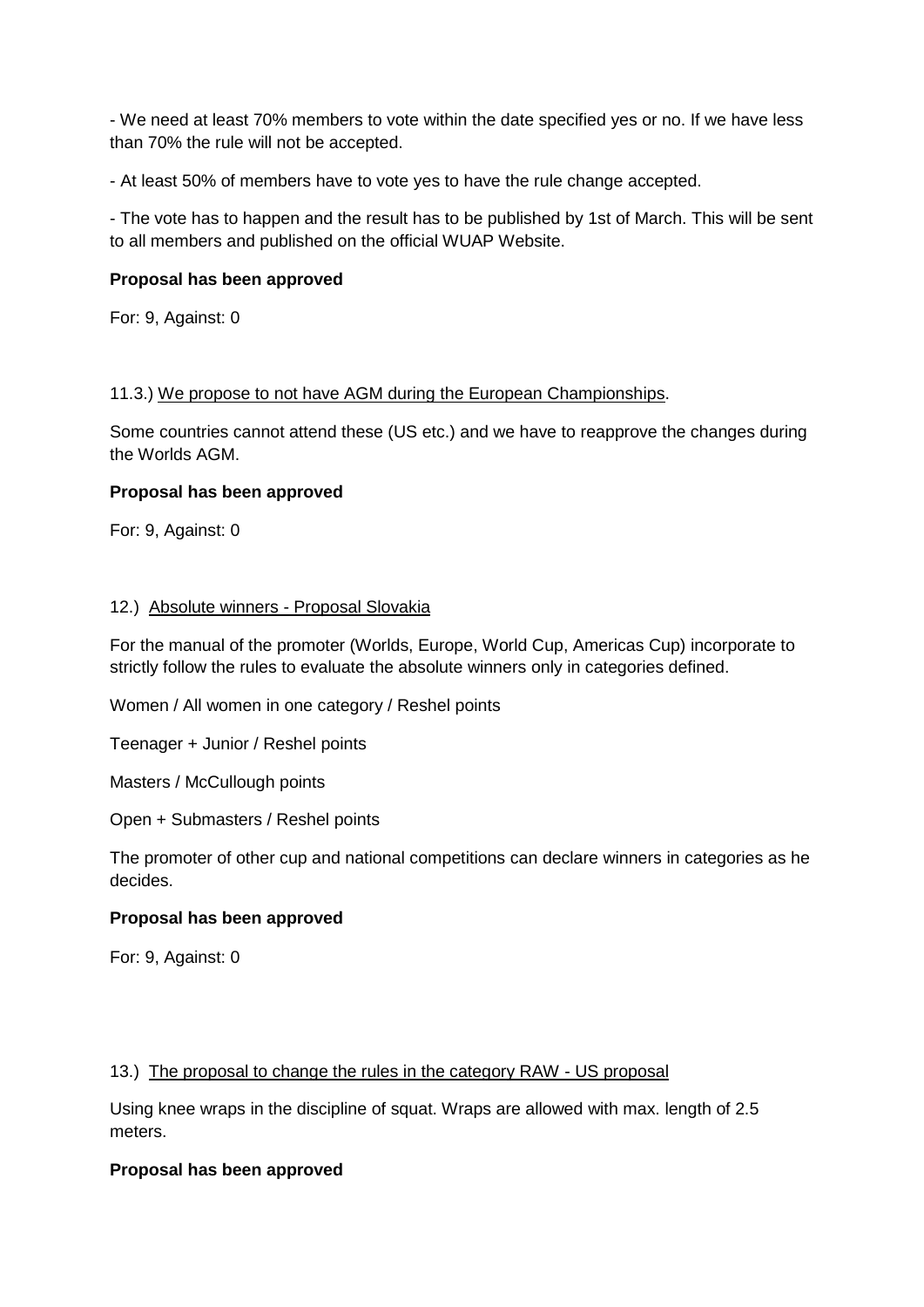- We need at least 70% members to vote within the date specified yes or no. If we have less than 70% the rule will not be accepted.

- At least 50% of members have to vote yes to have the rule change accepted.

- The vote has to happen and the result has to be published by 1st of March. This will be sent to all members and published on the official WUAP Website.

**Proposal has been approved**

For: 9, Against: 0

11.3.) We propose to not have AGM during the European Championships.

Some countries cannot attend these (US etc.) and we have to reapprove the changes during the Worlds AGM.

**Proposal has been approved**

For: 9, Against: 0

12.) Absolute winners - Proposal Slovakia

For the manual of the promoter (Worlds, Europe, World Cup, Americas Cup) incorporate to strictly follow the rules to evaluate the absolute winners only in categories defined.

Women / All women in one category / Reshel points

Teenager + Junior / Reshel points

Masters / McCullough points

Open + Submasters / Reshel points

The promoter of other cup and national competitions can declare winners in categories as he decides.

**Proposal has been approved**

For: 9, Against: 0

13.) The proposal to change the rules in the category RAW - US proposal

Using knee wraps in the discipline of squat. Wraps are allowed with max. length of 2.5 meters.

**Proposal has been approved**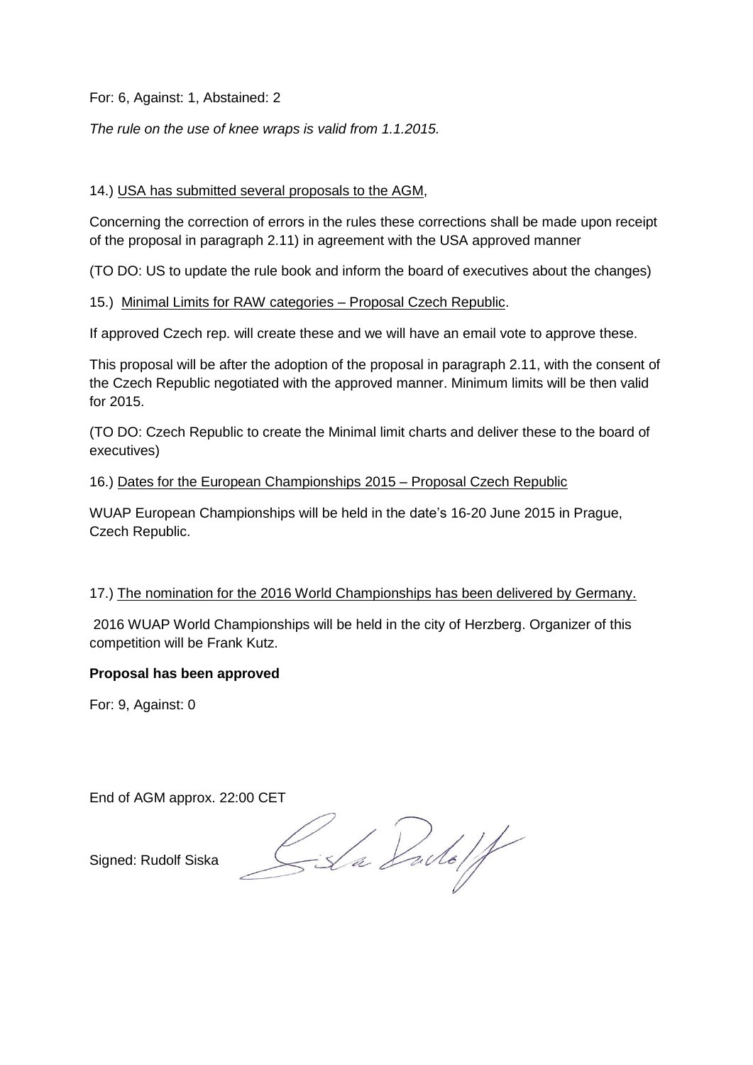For: 6, Against: 1, Abstained: 2

*The rule on the use of knee wraps is valid from 1.1.2015.*

14.) <u>USA has submitted several proposals to the AGM</u>,

Concerning the correction of errors in the rules these corrections shall be made upon receipt of the proposal in paragraph 2.11) in agreement with the USA approved manner

(TO DO: US to update the rule book and inform the board of executives about the changes)

15.) <u>Minimal Limits for RAW categories – Proposal Czech Republic</u>.

If approved Czech rep. will create these and we will have an email vote to approve these.

This proposal will be after the adoption of the proposal in paragraph 2.11, with the consent of the Czech Republic negotiated with the approved manner. Minimum limits will be then valid for 2015.

(TO DO: Czech Republic to create the Minimal limit charts and deliver these to the board of executives)

16.) <u>Dates for the European Championships 2015 – Proposal Czech Republic</u>

WUAP European Championships will be held in the date's 16-20 June 2015 in Prague, Czech Republic.

17.) <u>The nomination for the 2016 World Championships has been delivered by Germany.</u>

2016 WUAP World Championships will be held in the city of Herzberg. Organizer of this competition will be Frank Kutz.

**Proposal has been approved**

For: 9, Against: 0

End of AGM approx. 22:00 CET

Signed: Rudolf Siska